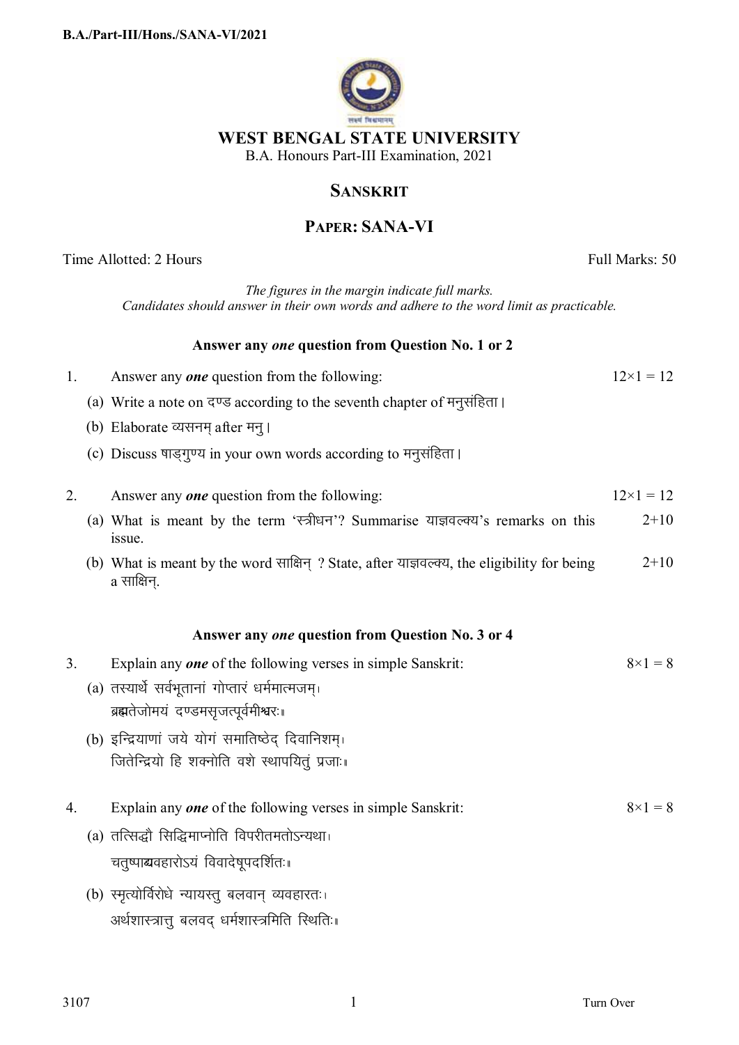# WEST BENGAL STATE UNIVERSITY

B.A. Honours Part-III Examination, 2021

## SANSKRIT

## PAPER: SANA-VI

Time Allotted: 2 Hours | Full Marks: 50

*The figures in the margin indicate full marks.*
*Candidates should answer in their own words and adhere to the word limit as practicable.*

### Answer any *one* question from Question No. 1 or 2

1. Answer any ***one*** question from the following: $12\times1 = 12$

   (a) Write a note on दण्ड according to the seventh chapter of मनुसंहिता।

   (b) Elaborate व्यसनम् after मनु।

   (c) Discuss षाड्गुण्य in your own words according to मनुसंहिता।

2. Answer any ***one*** question from the following: $12\times1 = 12$

   (a) What is meant by the term 'स्त्रीधन'? Summarise याज्ञवल्क्य's remarks on this issue. 2+10

   (b) What is meant by the word साक्षिन् ? State, after याज्ञवल्क्य, the eligibility for being a साक्षिन्. 2+10

### Answer any *one* question from Question No. 3 or 4

3. Explain any ***one*** of the following verses in simple Sanskrit: $8\times1 = 8$

   (a) तस्यार्थे सर्वभूतानां गोप्तारं धर्ममात्मजम्।
   ब्रह्मतेजोमयं दण्डमसृजत्पूर्वमीश्वरः॥

   (b) इन्द्रियाणां जये योगं समातिष्ठेद् दिवानिशम्।
   जितेन्द्रियो हि शक्नोति वशे स्थापयितुं प्रजाः॥

4. Explain any ***one*** of the following verses in simple Sanskrit: $8\times1 = 8$

   (a) तत्सिद्धौ सिद्धिमाप्नोति विपरीतमतोऽन्यथा।
   चतुष्पाद्व्यवहारोऽयं विवादेषूपदर्शितः॥

   (b) स्मृत्योर्विरोधे न्यायस्तु बलवान् व्यवहारतः।
   अर्थशास्त्रात्तु बलवद् धर्मशास्त्रमिति स्थितिः॥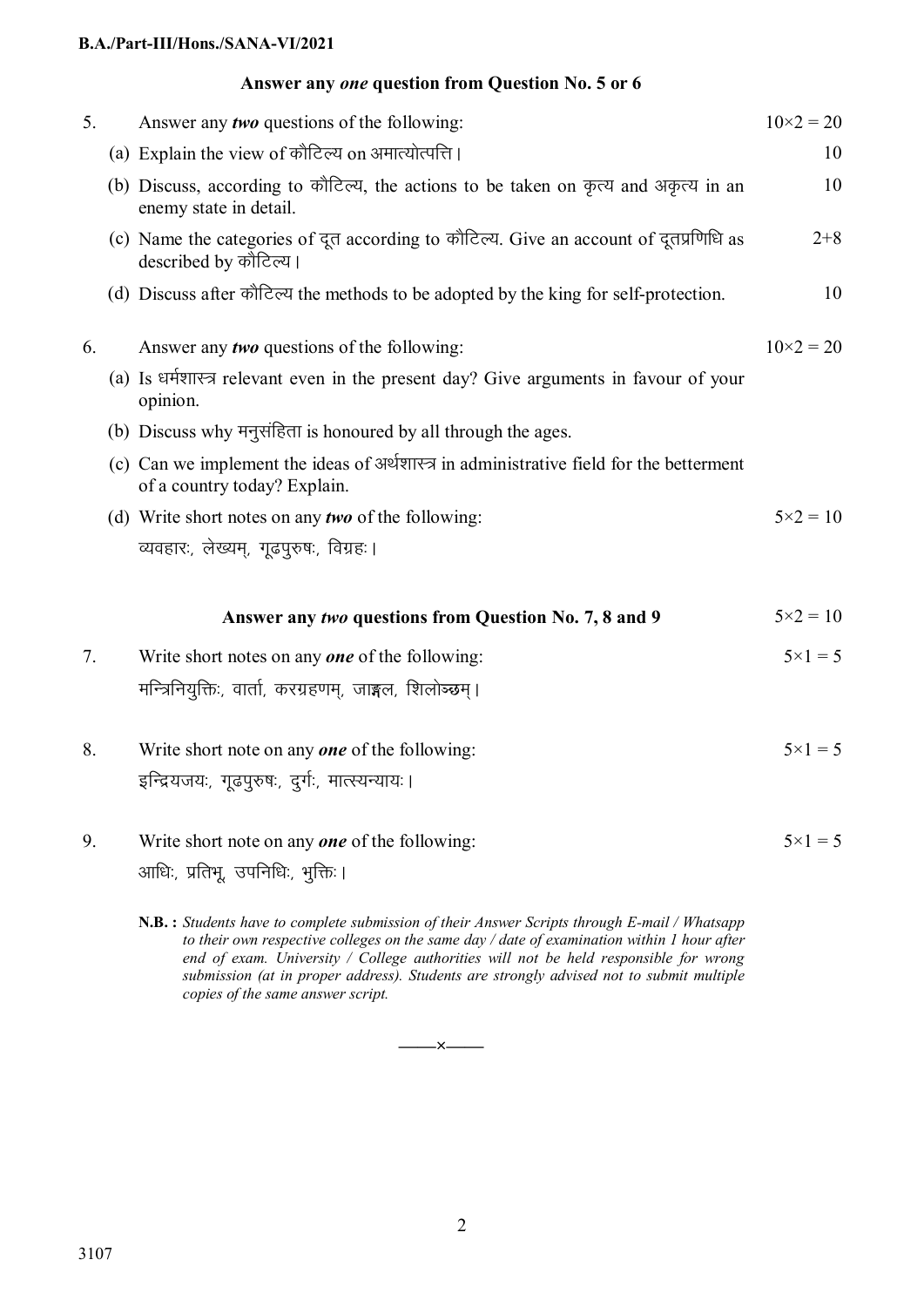**Answer any *one* question from Question No. 5 or 6**

5. Answer any ***two*** questions of the following: $10\times2 = 20$

   (a) Explain the view of कौटिल्य on अमात्योत्पत्ति। 10

   (b) Discuss, according to कौटिल्य, the actions to be taken on कृत्य and अकृत्य in an enemy state in detail. 10

   (c) Name the categories of दूत according to कौटिल्य. Give an account of दूतप्रणिधि as described by कौटिल्य। 2+8

   (d) Discuss after कौटिल्य the methods to be adopted by the king for self-protection. 10

6. Answer any ***two*** questions of the following: $10\times2 = 20$

   (a) Is धर्मशास्त्र relevant even in the present day? Give arguments in favour of your opinion.

   (b) Discuss why मनुसंहिता is honoured by all through the ages.

   (c) Can we implement the ideas of अर्थशास्त्र in administrative field for the betterment of a country today? Explain.

   (d) Write short notes on any ***two*** of the following: $5\times2 = 10$

   व्यवहारः, लेख्यम्, गूढपुरुषः, विग्रहः।

**Answer any *two* questions from Question No. 7, 8 and 9** $5\times2 = 10$

7. Write short notes on any ***one*** of the following: $5\times1 = 5$

   मन्त्रिनियुक्तिः, वार्ता, करग्रहणम्, जाङ्गल, शिलोञ्छम्।

8. Write short note on any ***one*** of the following: $5\times1 = 5$

   इन्द्रियजयः, गूढपुरुषः, दुर्गः, मात्स्यन्यायः।

9. Write short note on any ***one*** of the following: $5\times1 = 5$

   आधिः, प्रतिभू, उपनिधिः, भुक्तिः।

**N.B. :** *Students have to complete submission of their Answer Scripts through E-mail / Whatsapp to their own respective colleges on the same day / date of examination within 1 hour after end of exam. University / College authorities will not be held responsible for wrong submission (at in proper address). Students are strongly advised not to submit multiple copies of the same answer script.*

——×——